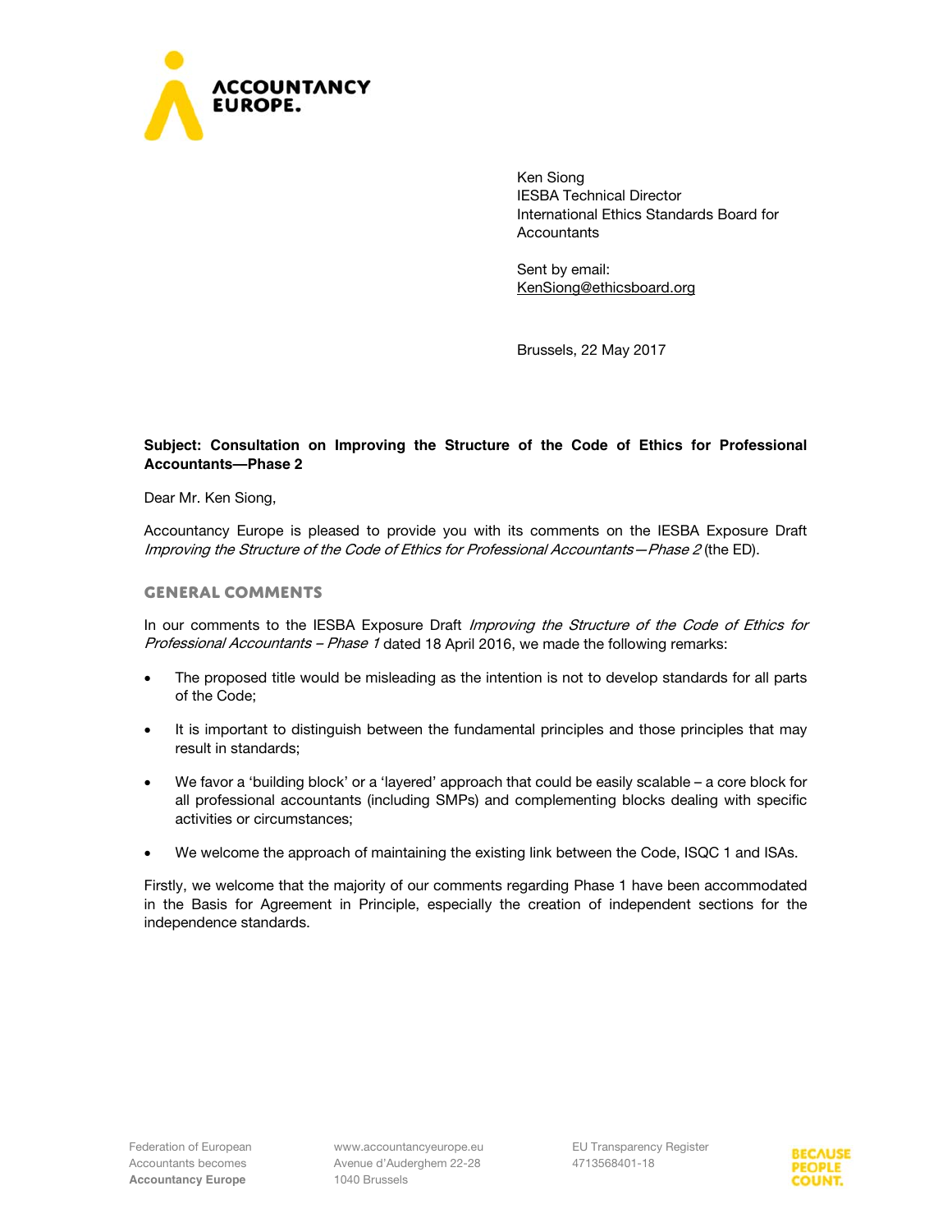ACCOUNTANCY EUROPE.

Ken Siong
IESBA Technical Director
International Ethics Standards Board for Accountants

Sent by email:
KenSiong@ethicsboard.org

Brussels, 22 May 2017

**Subject: Consultation on Improving the Structure of the Code of Ethics for Professional Accountants—Phase 2**

Dear Mr. Ken Siong,

Accountancy Europe is pleased to provide you with its comments on the IESBA Exposure Draft *Improving the Structure of the Code of Ethics for Professional Accountants—Phase 2* (the ED).

## GENERAL COMMENTS

In our comments to the IESBA Exposure Draft *Improving the Structure of the Code of Ethics for Professional Accountants – Phase 1* dated 18 April 2016, we made the following remarks:

- The proposed title would be misleading as the intention is not to develop standards for all parts of the Code;
- It is important to distinguish between the fundamental principles and those principles that may result in standards;
- We favor a 'building block' or a 'layered' approach that could be easily scalable – a core block for all professional accountants (including SMPs) and complementing blocks dealing with specific activities or circumstances;
- We welcome the approach of maintaining the existing link between the Code, ISQC 1 and ISAs.

Firstly, we welcome that the majority of our comments regarding Phase 1 have been accommodated in the Basis for Agreement in Principle, especially the creation of independent sections for the independence standards.

Federation of European Accountants becomes **Accountancy Europe**

www.accountancyeurope.eu
Avenue d'Auderghem 22-28
1040 Brussels

EU Transparency Register
4713568401-18

BECAUSE PEOPLE COUNT.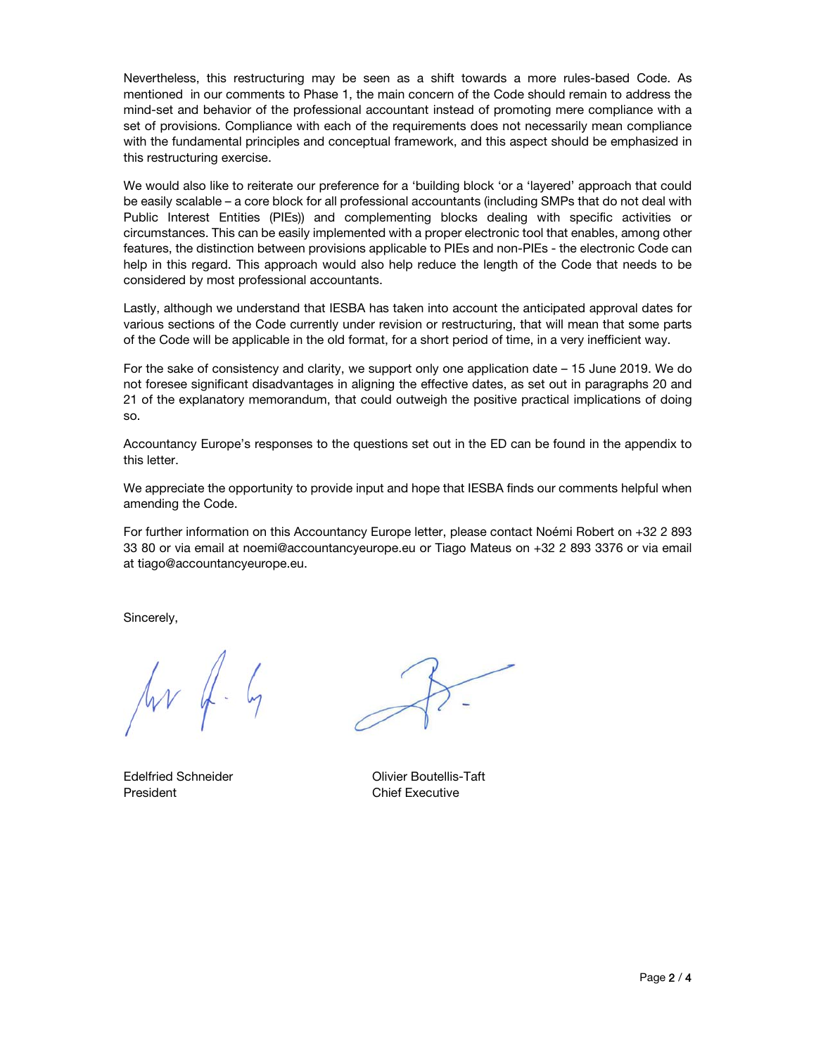Nevertheless, this restructuring may be seen as a shift towards a more rules-based Code. As mentioned in our comments to Phase 1, the main concern of the Code should remain to address the mind-set and behavior of the professional accountant instead of promoting mere compliance with a set of provisions. Compliance with each of the requirements does not necessarily mean compliance with the fundamental principles and conceptual framework, and this aspect should be emphasized in this restructuring exercise.

We would also like to reiterate our preference for a 'building block 'or a 'layered' approach that could be easily scalable – a core block for all professional accountants (including SMPs that do not deal with Public Interest Entities (PIEs)) and complementing blocks dealing with specific activities or circumstances. This can be easily implemented with a proper electronic tool that enables, among other features, the distinction between provisions applicable to PIEs and non-PIEs - the electronic Code can help in this regard. This approach would also help reduce the length of the Code that needs to be considered by most professional accountants.

Lastly, although we understand that IESBA has taken into account the anticipated approval dates for various sections of the Code currently under revision or restructuring, that will mean that some parts of the Code will be applicable in the old format, for a short period of time, in a very inefficient way.

For the sake of consistency and clarity, we support only one application date – 15 June 2019. We do not foresee significant disadvantages in aligning the effective dates, as set out in paragraphs 20 and 21 of the explanatory memorandum, that could outweigh the positive practical implications of doing so.

Accountancy Europe's responses to the questions set out in the ED can be found in the appendix to this letter.

We appreciate the opportunity to provide input and hope that IESBA finds our comments helpful when amending the Code.

For further information on this Accountancy Europe letter, please contact Noémi Robert on +32 2 893 33 80 or via email at noemi@accountancyeurope.eu or Tiago Mateus on +32 2 893 3376 or via email at tiago@accountancyeurope.eu.

Sincerely,

Edelfried Schneider
President

Olivier Boutellis-Taft
Chief Executive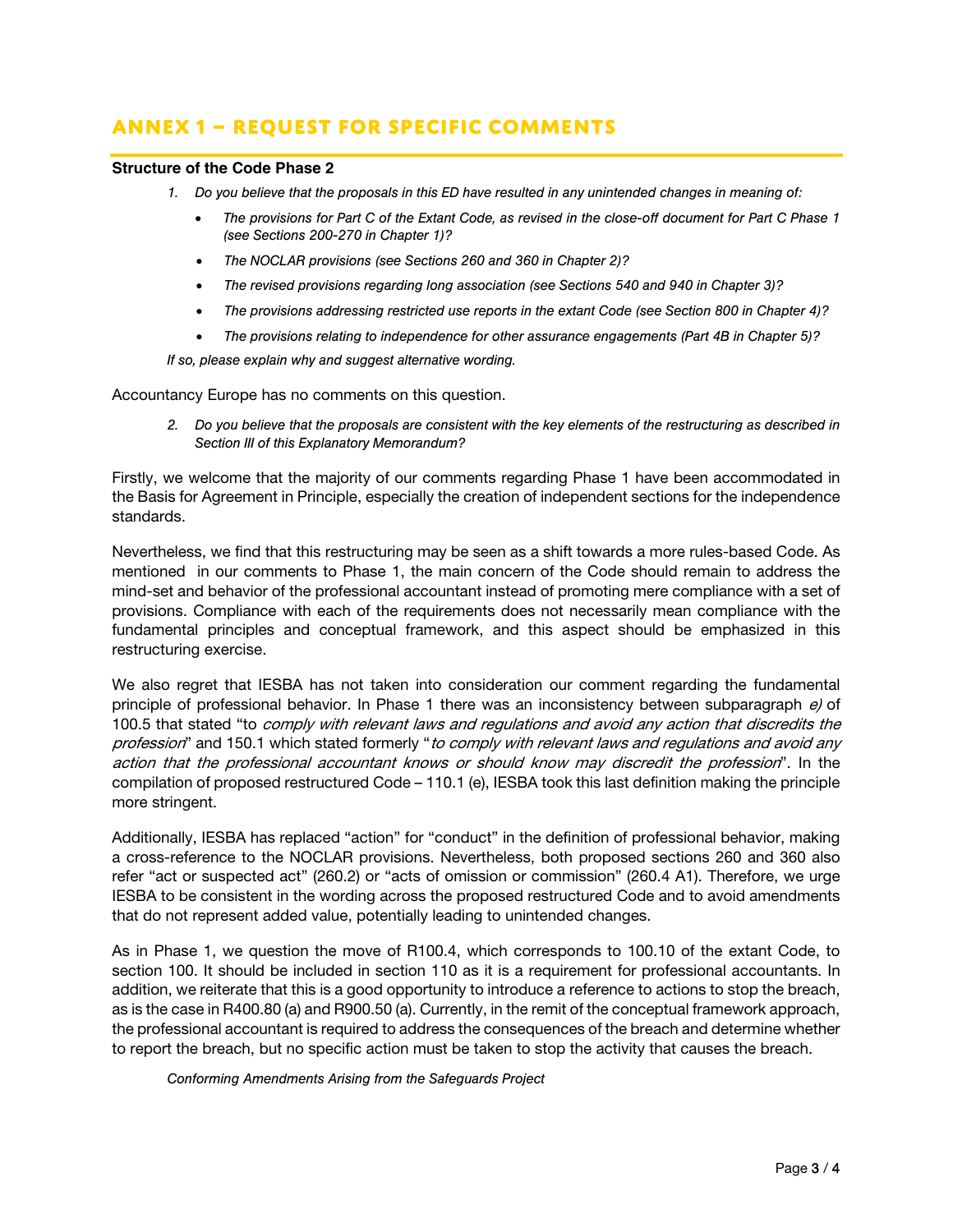## ANNEX 1 – REQUEST FOR SPECIFIC COMMENTS

### Structure of the Code Phase 2

1. *Do you believe that the proposals in this ED have resulted in any unintended changes in meaning of:*
   - *The provisions for Part C of the Extant Code, as revised in the close-off document for Part C Phase 1 (see Sections 200-270 in Chapter 1)?*
   - *The NOCLAR provisions (see Sections 260 and 360 in Chapter 2)?*
   - *The revised provisions regarding long association (see Sections 540 and 940 in Chapter 3)?*
   - *The provisions addressing restricted use reports in the extant Code (see Section 800 in Chapter 4)?*
   - *The provisions relating to independence for other assurance engagements (Part 4B in Chapter 5)?*

   *If so, please explain why and suggest alternative wording.*

Accountancy Europe has no comments on this question.

2. *Do you believe that the proposals are consistent with the key elements of the restructuring as described in Section III of this Explanatory Memorandum?*

Firstly, we welcome that the majority of our comments regarding Phase 1 have been accommodated in the Basis for Agreement in Principle, especially the creation of independent sections for the independence standards.

Nevertheless, we find that this restructuring may be seen as a shift towards a more rules-based Code. As mentioned in our comments to Phase 1, the main concern of the Code should remain to address the mind-set and behavior of the professional accountant instead of promoting mere compliance with a set of provisions. Compliance with each of the requirements does not necessarily mean compliance with the fundamental principles and conceptual framework, and this aspect should be emphasized in this restructuring exercise.

We also regret that IESBA has not taken into consideration our comment regarding the fundamental principle of professional behavior. In Phase 1 there was an inconsistency between subparagraph *e)* of 100.5 that stated "to *comply with relevant laws and regulations and avoid any action that discredits the profession*" and 150.1 which stated formerly "*to comply with relevant laws and regulations and avoid any action that the professional accountant knows or should know may discredit the profession*". In the compilation of proposed restructured Code – 110.1 (e), IESBA took this last definition making the principle more stringent.

Additionally, IESBA has replaced "action" for "conduct" in the definition of professional behavior, making a cross-reference to the NOCLAR provisions. Nevertheless, both proposed sections 260 and 360 also refer "act or suspected act" (260.2) or "acts of omission or commission" (260.4 A1). Therefore, we urge IESBA to be consistent in the wording across the proposed restructured Code and to avoid amendments that do not represent added value, potentially leading to unintended changes.

As in Phase 1, we question the move of R100.4, which corresponds to 100.10 of the extant Code, to section 100. It should be included in section 110 as it is a requirement for professional accountants. In addition, we reiterate that this is a good opportunity to introduce a reference to actions to stop the breach, as is the case in R400.80 (a) and R900.50 (a). Currently, in the remit of the conceptual framework approach, the professional accountant is required to address the consequences of the breach and determine whether to report the breach, but no specific action must be taken to stop the activity that causes the breach.

*Conforming Amendments Arising from the Safeguards Project*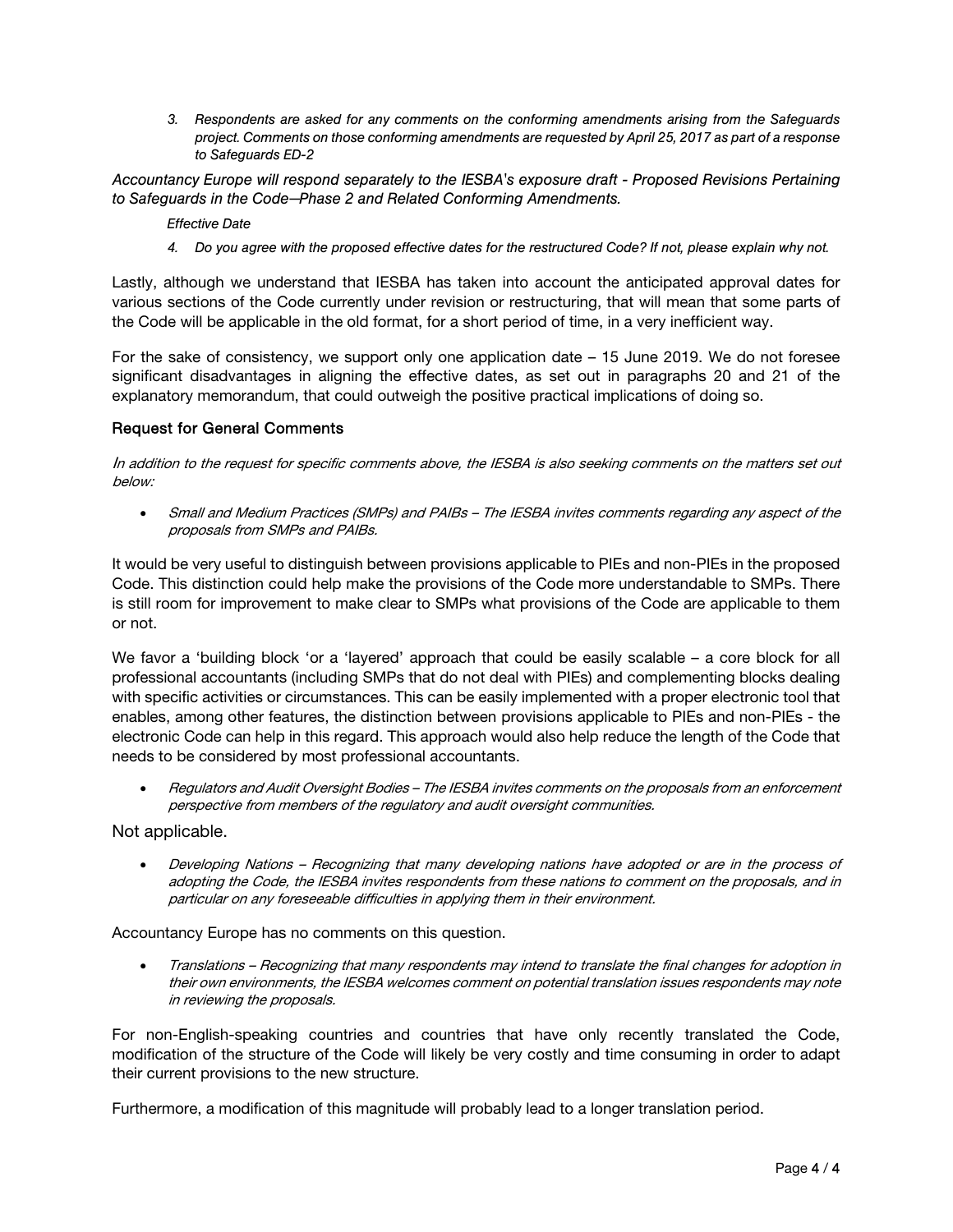3. *Respondents are asked for any comments on the conforming amendments arising from the Safeguards project. Comments on those conforming amendments are requested by April 25, 2017 as part of a response to Safeguards ED-2*

*Accountancy Europe will respond separately to the IESBA's exposure draft - Proposed Revisions Pertaining to Safeguards in the Code—Phase 2 and Related Conforming Amendments.*

*Effective Date*

4. *Do you agree with the proposed effective dates for the restructured Code? If not, please explain why not.*

Lastly, although we understand that IESBA has taken into account the anticipated approval dates for various sections of the Code currently under revision or restructuring, that will mean that some parts of the Code will be applicable in the old format, for a short period of time, in a very inefficient way.

For the sake of consistency, we support only one application date – 15 June 2019. We do not foresee significant disadvantages in aligning the effective dates, as set out in paragraphs 20 and 21 of the explanatory memorandum, that could outweigh the positive practical implications of doing so.

## Request for General Comments

*In addition to the request for specific comments above, the IESBA is also seeking comments on the matters set out below:*

- *Small and Medium Practices (SMPs) and PAIBs – The IESBA invites comments regarding any aspect of the proposals from SMPs and PAIBs.*

It would be very useful to distinguish between provisions applicable to PIEs and non-PIEs in the proposed Code. This distinction could help make the provisions of the Code more understandable to SMPs. There is still room for improvement to make clear to SMPs what provisions of the Code are applicable to them or not.

We favor a 'building block 'or a 'layered' approach that could be easily scalable – a core block for all professional accountants (including SMPs that do not deal with PIEs) and complementing blocks dealing with specific activities or circumstances. This can be easily implemented with a proper electronic tool that enables, among other features, the distinction between provisions applicable to PIEs and non-PIEs - the electronic Code can help in this regard. This approach would also help reduce the length of the Code that needs to be considered by most professional accountants.

- *Regulators and Audit Oversight Bodies – The IESBA invites comments on the proposals from an enforcement perspective from members of the regulatory and audit oversight communities.*

Not applicable.

- *Developing Nations – Recognizing that many developing nations have adopted or are in the process of adopting the Code, the IESBA invites respondents from these nations to comment on the proposals, and in particular on any foreseeable difficulties in applying them in their environment.*

Accountancy Europe has no comments on this question.

- *Translations – Recognizing that many respondents may intend to translate the final changes for adoption in their own environments, the IESBA welcomes comment on potential translation issues respondents may note in reviewing the proposals.*

For non-English-speaking countries and countries that have only recently translated the Code, modification of the structure of the Code will likely be very costly and time consuming in order to adapt their current provisions to the new structure.

Furthermore, a modification of this magnitude will probably lead to a longer translation period.